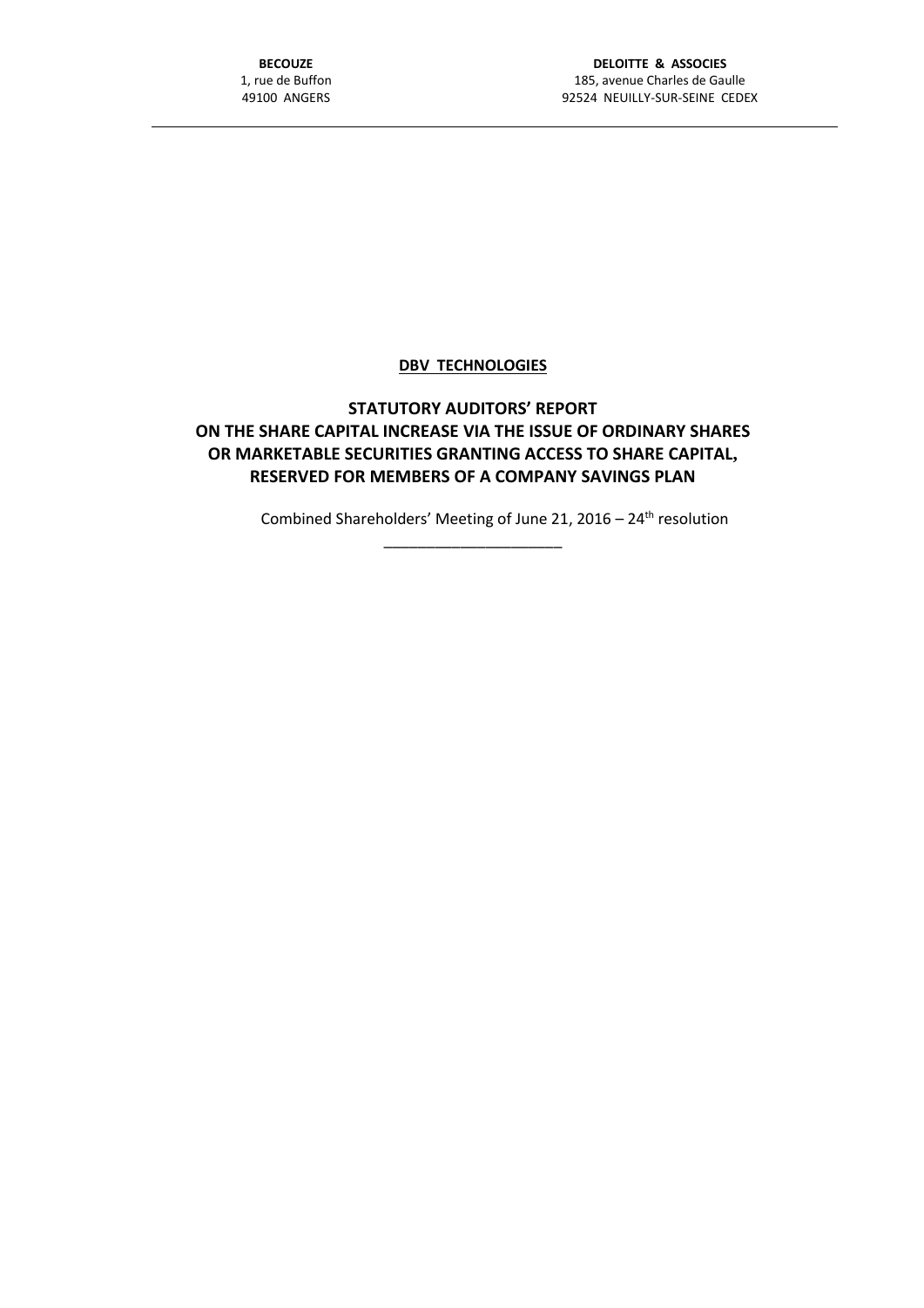**BECOUZE**
1, rue de Buffon
49100 ANGERS

**DELOITTE & ASSOCIES**
185, avenue Charles de Gaulle
92524 NEUILLY-SUR-SEINE CEDEX

---

**DBV TECHNOLOGIES**

# STATUTORY AUDITORS' REPORT ON THE SHARE CAPITAL INCREASE VIA THE ISSUE OF ORDINARY SHARES OR MARKETABLE SECURITIES GRANTING ACCESS TO SHARE CAPITAL, RESERVED FOR MEMBERS OF A COMPANY SAVINGS PLAN

Combined Shareholders' Meeting of June 21, 2016 – 24th resolution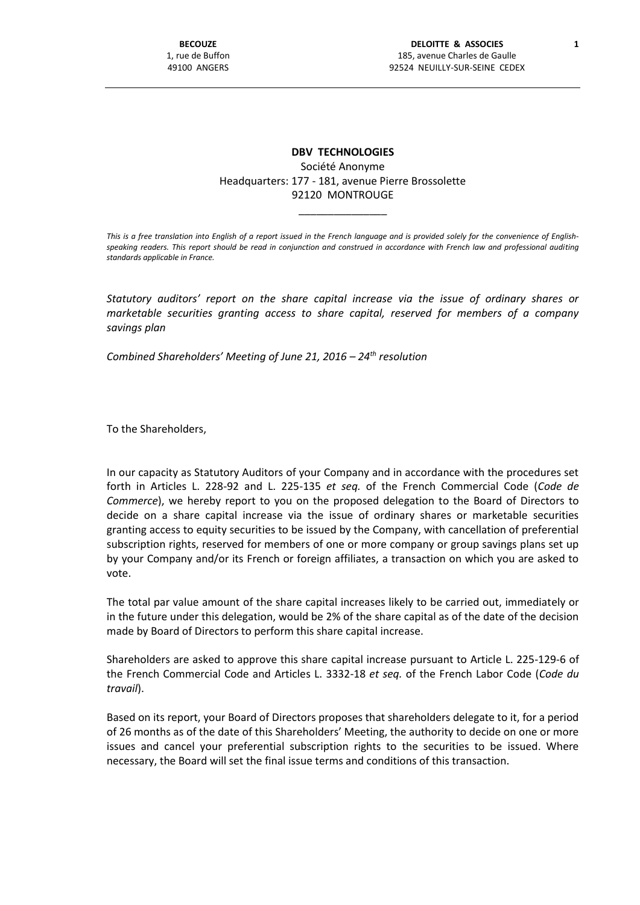**BECOUZE**
1, rue de Buffon
49100 ANGERS

**DELOITTE & ASSOCIES**
185, avenue Charles de Gaulle
92524 NEUILLY-SUR-SEINE CEDEX

**DBV TECHNOLOGIES**
Société Anonyme
Headquarters: 177 - 181, avenue Pierre Brossolette
92120 MONTROUGE

_______________

*This is a free translation into English of a report issued in the French language and is provided solely for the convenience of English-speaking readers. This report should be read in conjunction and construed in accordance with French law and professional auditing standards applicable in France.*

*Statutory auditors' report on the share capital increase via the issue of ordinary shares or marketable securities granting access to share capital, reserved for members of a company savings plan*

*Combined Shareholders' Meeting of June 21, 2016 – 24th resolution*

To the Shareholders,

In our capacity as Statutory Auditors of your Company and in accordance with the procedures set forth in Articles L. 228-92 and L. 225-135 *et seq.* of the French Commercial Code (*Code de Commerce*), we hereby report to you on the proposed delegation to the Board of Directors to decide on a share capital increase via the issue of ordinary shares or marketable securities granting access to equity securities to be issued by the Company, with cancellation of preferential subscription rights, reserved for members of one or more company or group savings plans set up by your Company and/or its French or foreign affiliates, a transaction on which you are asked to vote.

The total par value amount of the share capital increases likely to be carried out, immediately or in the future under this delegation, would be 2% of the share capital as of the date of the decision made by Board of Directors to perform this share capital increase.

Shareholders are asked to approve this share capital increase pursuant to Article L. 225-129-6 of the French Commercial Code and Articles L. 3332-18 *et seq.* of the French Labor Code (*Code du travail*).

Based on its report, your Board of Directors proposes that shareholders delegate to it, for a period of 26 months as of the date of this Shareholders' Meeting, the authority to decide on one or more issues and cancel your preferential subscription rights to the securities to be issued. Where necessary, the Board will set the final issue terms and conditions of this transaction.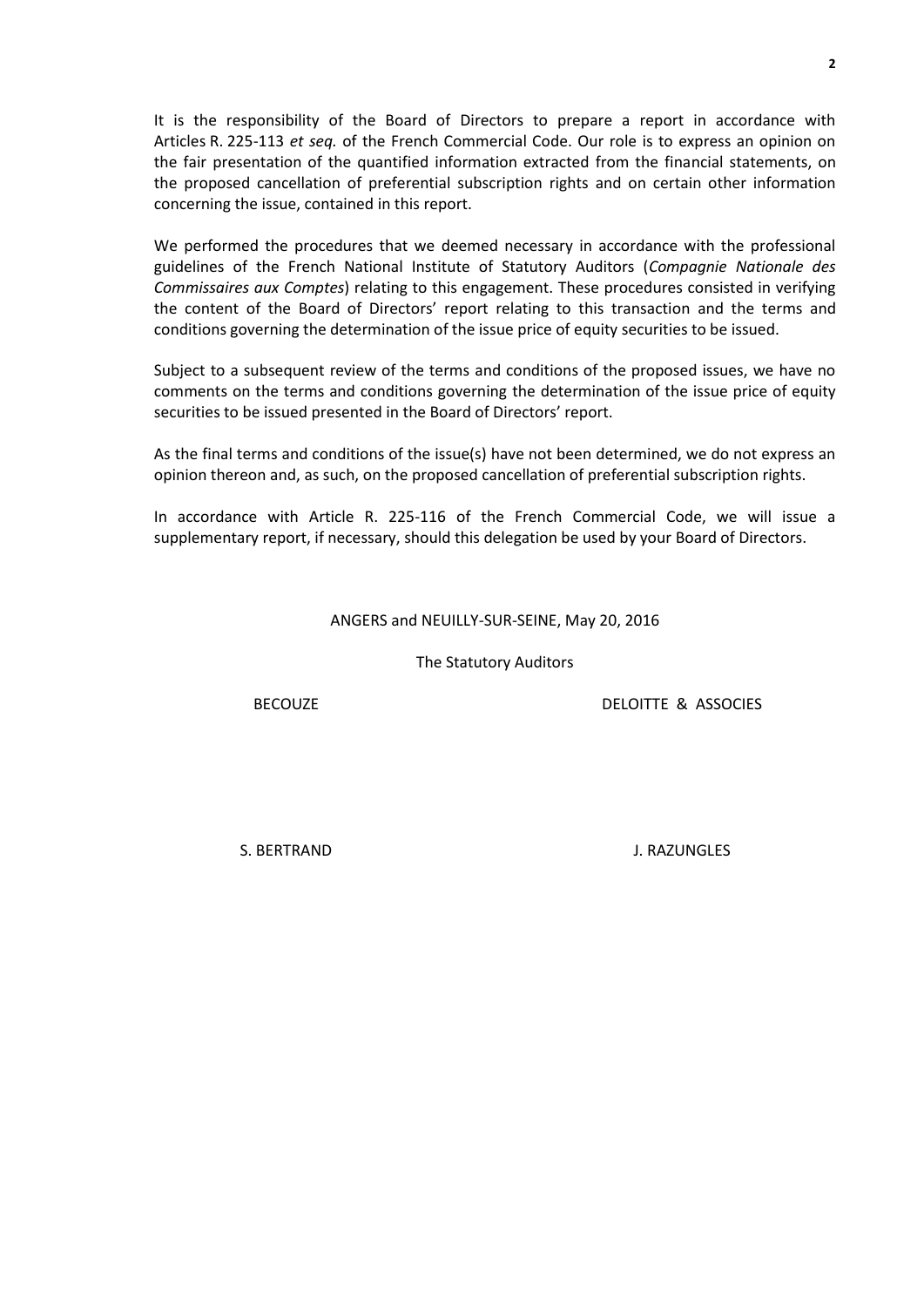It is the responsibility of the Board of Directors to prepare a report in accordance with Articles R. 225-113 *et seq.* of the French Commercial Code. Our role is to express an opinion on the fair presentation of the quantified information extracted from the financial statements, on the proposed cancellation of preferential subscription rights and on certain other information concerning the issue, contained in this report.

We performed the procedures that we deemed necessary in accordance with the professional guidelines of the French National Institute of Statutory Auditors (*Compagnie Nationale des Commissaires aux Comptes*) relating to this engagement. These procedures consisted in verifying the content of the Board of Directors' report relating to this transaction and the terms and conditions governing the determination of the issue price of equity securities to be issued.

Subject to a subsequent review of the terms and conditions of the proposed issues, we have no comments on the terms and conditions governing the determination of the issue price of equity securities to be issued presented in the Board of Directors' report.

As the final terms and conditions of the issue(s) have not been determined, we do not express an opinion thereon and, as such, on the proposed cancellation of preferential subscription rights.

In accordance with Article R. 225-116 of the French Commercial Code, we will issue a supplementary report, if necessary, should this delegation be used by your Board of Directors.

ANGERS and NEUILLY-SUR-SEINE, May 20, 2016

The Statutory Auditors

BECOUZE

S. BERTRAND

DELOITTE & ASSOCIES

J. RAZUNGLES